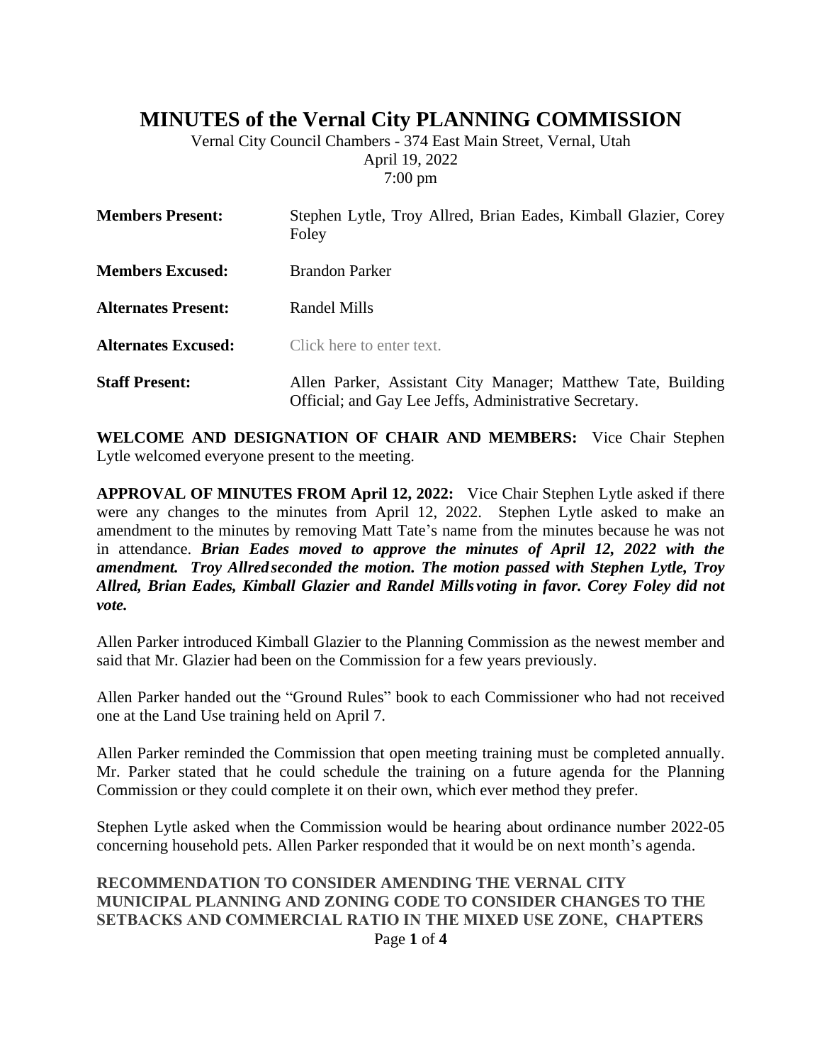# MINUTES of the Vernal City PLANNING COMMISSION

Vernal City Council Chambers - 374 East Main Street, Vernal, Utah
April 19, 2022
7:00 pm

**Members Present:** Stephen Lytle, Troy Allred, Brian Eades, Kimball Glazier, Corey Foley

**Members Excused:** Brandon Parker

**Alternates Present:** Randel Mills

**Alternates Excused:** Click here to enter text.

**Staff Present:** Allen Parker, Assistant City Manager; Matthew Tate, Building Official; and Gay Lee Jeffs, Administrative Secretary.

**WELCOME AND DESIGNATION OF CHAIR AND MEMBERS:** Vice Chair Stephen Lytle welcomed everyone present to the meeting.

**APPROVAL OF MINUTES FROM April 12, 2022:** Vice Chair Stephen Lytle asked if there were any changes to the minutes from April 12, 2022. Stephen Lytle asked to make an amendment to the minutes by removing Matt Tate's name from the minutes because he was not in attendance. ***Brian Eades moved to approve the minutes of April 12, 2022 with the amendment. Troy Allred seconded the motion. The motion passed with Stephen Lytle, Troy Allred, Brian Eades, Kimball Glazier and Randel Mills voting in favor. Corey Foley did not vote.***

Allen Parker introduced Kimball Glazier to the Planning Commission as the newest member and said that Mr. Glazier had been on the Commission for a few years previously.

Allen Parker handed out the "Ground Rules" book to each Commissioner who had not received one at the Land Use training held on April 7.

Allen Parker reminded the Commission that open meeting training must be completed annually. Mr. Parker stated that he could schedule the training on a future agenda for the Planning Commission or they could complete it on their own, which ever method they prefer.

Stephen Lytle asked when the Commission would be hearing about ordinance number 2022-05 concerning household pets. Allen Parker responded that it would be on next month's agenda.

**RECOMMENDATION TO CONSIDER AMENDING THE VERNAL CITY MUNICIPAL PLANNING AND ZONING CODE TO CONSIDER CHANGES TO THE SETBACKS AND COMMERCIAL RATIO IN THE MIXED USE ZONE, CHAPTERS**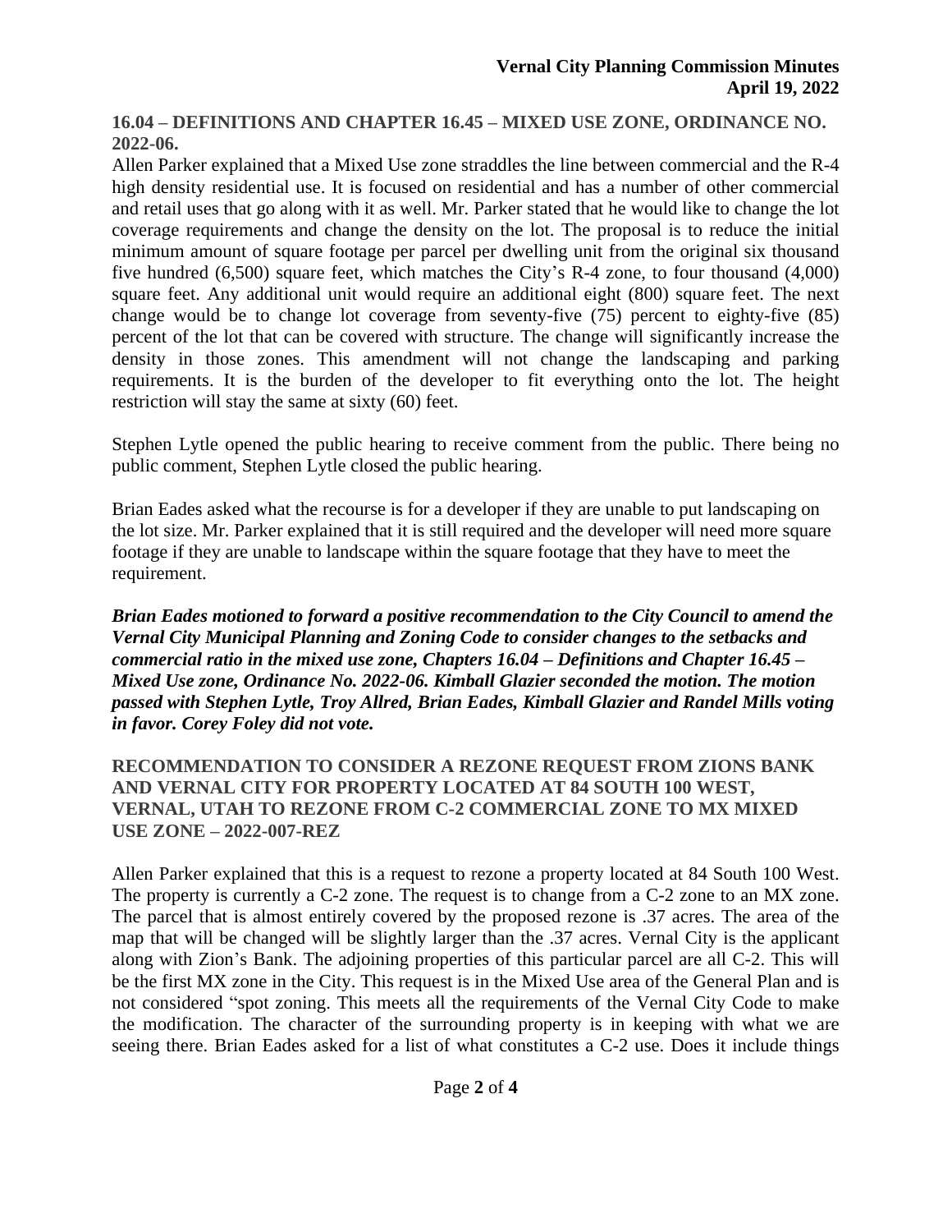### 16.04 – DEFINITIONS AND CHAPTER 16.45 – MIXED USE ZONE, ORDINANCE NO. 2022-06.

Allen Parker explained that a Mixed Use zone straddles the line between commercial and the R-4 high density residential use. It is focused on residential and has a number of other commercial and retail uses that go along with it as well. Mr. Parker stated that he would like to change the lot coverage requirements and change the density on the lot. The proposal is to reduce the initial minimum amount of square footage per parcel per dwelling unit from the original six thousand five hundred (6,500) square feet, which matches the City's R-4 zone, to four thousand (4,000) square feet. Any additional unit would require an additional eight (800) square feet. The next change would be to change lot coverage from seventy-five (75) percent to eighty-five (85) percent of the lot that can be covered with structure. The change will significantly increase the density in those zones. This amendment will not change the landscaping and parking requirements. It is the burden of the developer to fit everything onto the lot. The height restriction will stay the same at sixty (60) feet.

Stephen Lytle opened the public hearing to receive comment from the public. There being no public comment, Stephen Lytle closed the public hearing.

Brian Eades asked what the recourse is for a developer if they are unable to put landscaping on the lot size. Mr. Parker explained that it is still required and the developer will need more square footage if they are unable to landscape within the square footage that they have to meet the requirement.

***Brian Eades motioned to forward a positive recommendation to the City Council to amend the Vernal City Municipal Planning and Zoning Code to consider changes to the setbacks and commercial ratio in the mixed use zone, Chapters 16.04 – Definitions and Chapter 16.45 – Mixed Use zone, Ordinance No. 2022-06. Kimball Glazier seconded the motion. The motion passed with Stephen Lytle, Troy Allred, Brian Eades, Kimball Glazier and Randel Mills voting in favor. Corey Foley did not vote.***

### RECOMMENDATION TO CONSIDER A REZONE REQUEST FROM ZIONS BANK AND VERNAL CITY FOR PROPERTY LOCATED AT 84 SOUTH 100 WEST, VERNAL, UTAH TO REZONE FROM C-2 COMMERCIAL ZONE TO MX MIXED USE ZONE – 2022-007-REZ

Allen Parker explained that this is a request to rezone a property located at 84 South 100 West. The property is currently a C-2 zone. The request is to change from a C-2 zone to an MX zone. The parcel that is almost entirely covered by the proposed rezone is .37 acres. The area of the map that will be changed will be slightly larger than the .37 acres. Vernal City is the applicant along with Zion's Bank. The adjoining properties of this particular parcel are all C-2. This will be the first MX zone in the City. This request is in the Mixed Use area of the General Plan and is not considered "spot zoning. This meets all the requirements of the Vernal City Code to make the modification. The character of the surrounding property is in keeping with what we are seeing there. Brian Eades asked for a list of what constitutes a C-2 use. Does it include things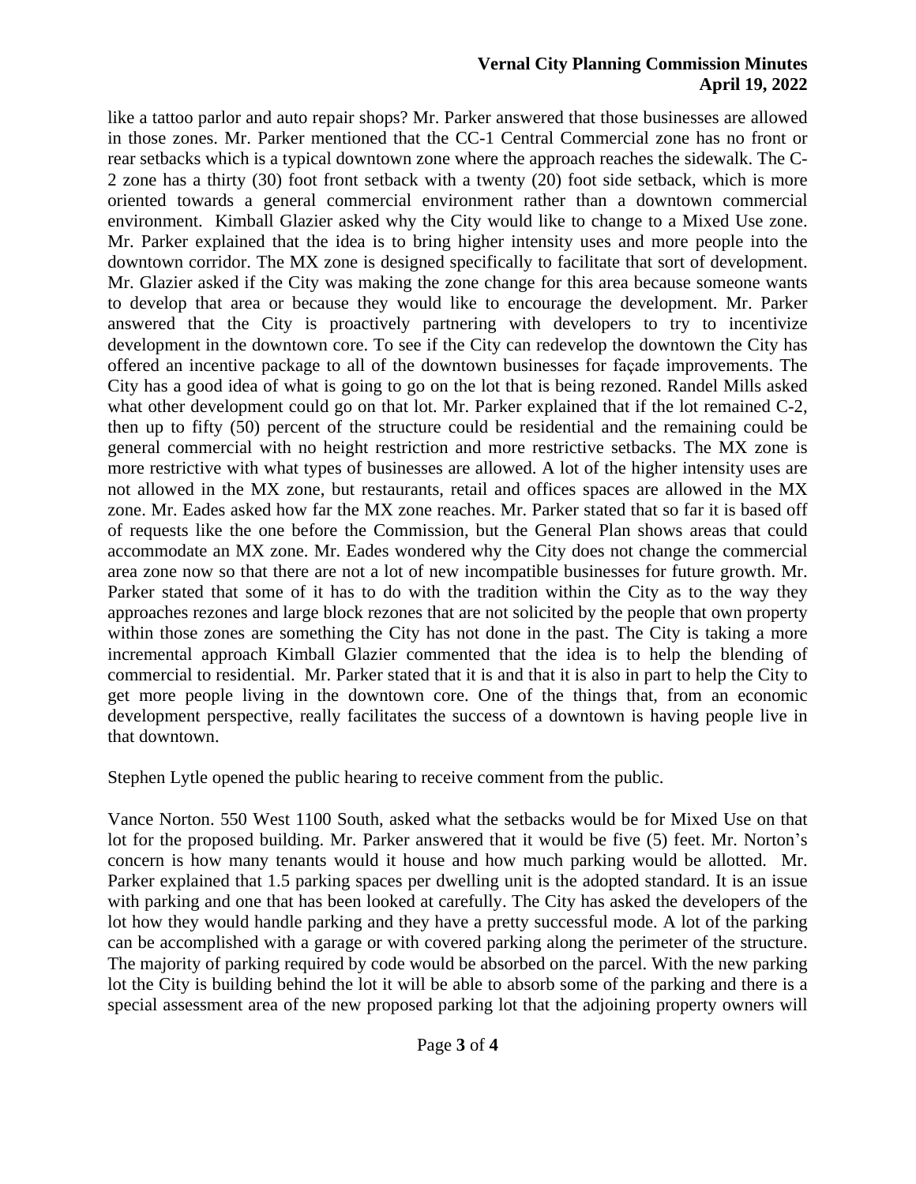like a tattoo parlor and auto repair shops? Mr. Parker answered that those businesses are allowed in those zones. Mr. Parker mentioned that the CC-1 Central Commercial zone has no front or rear setbacks which is a typical downtown zone where the approach reaches the sidewalk. The C-2 zone has a thirty (30) foot front setback with a twenty (20) foot side setback, which is more oriented towards a general commercial environment rather than a downtown commercial environment. Kimball Glazier asked why the City would like to change to a Mixed Use zone. Mr. Parker explained that the idea is to bring higher intensity uses and more people into the downtown corridor. The MX zone is designed specifically to facilitate that sort of development. Mr. Glazier asked if the City was making the zone change for this area because someone wants to develop that area or because they would like to encourage the development. Mr. Parker answered that the City is proactively partnering with developers to try to incentivize development in the downtown core. To see if the City can redevelop the downtown the City has offered an incentive package to all of the downtown businesses for façade improvements. The City has a good idea of what is going to go on the lot that is being rezoned. Randel Mills asked what other development could go on that lot. Mr. Parker explained that if the lot remained C-2, then up to fifty (50) percent of the structure could be residential and the remaining could be general commercial with no height restriction and more restrictive setbacks. The MX zone is more restrictive with what types of businesses are allowed. A lot of the higher intensity uses are not allowed in the MX zone, but restaurants, retail and offices spaces are allowed in the MX zone. Mr. Eades asked how far the MX zone reaches. Mr. Parker stated that so far it is based off of requests like the one before the Commission, but the General Plan shows areas that could accommodate an MX zone. Mr. Eades wondered why the City does not change the commercial area zone now so that there are not a lot of new incompatible businesses for future growth. Mr. Parker stated that some of it has to do with the tradition within the City as to the way they approaches rezones and large block rezones that are not solicited by the people that own property within those zones are something the City has not done in the past. The City is taking a more incremental approach Kimball Glazier commented that the idea is to help the blending of commercial to residential. Mr. Parker stated that it is and that it is also in part to help the City to get more people living in the downtown core. One of the things that, from an economic development perspective, really facilitates the success of a downtown is having people live in that downtown.

Stephen Lytle opened the public hearing to receive comment from the public.

Vance Norton. 550 West 1100 South, asked what the setbacks would be for Mixed Use on that lot for the proposed building. Mr. Parker answered that it would be five (5) feet. Mr. Norton's concern is how many tenants would it house and how much parking would be allotted. Mr. Parker explained that 1.5 parking spaces per dwelling unit is the adopted standard. It is an issue with parking and one that has been looked at carefully. The City has asked the developers of the lot how they would handle parking and they have a pretty successful mode. A lot of the parking can be accomplished with a garage or with covered parking along the perimeter of the structure. The majority of parking required by code would be absorbed on the parcel. With the new parking lot the City is building behind the lot it will be able to absorb some of the parking and there is a special assessment area of the new proposed parking lot that the adjoining property owners will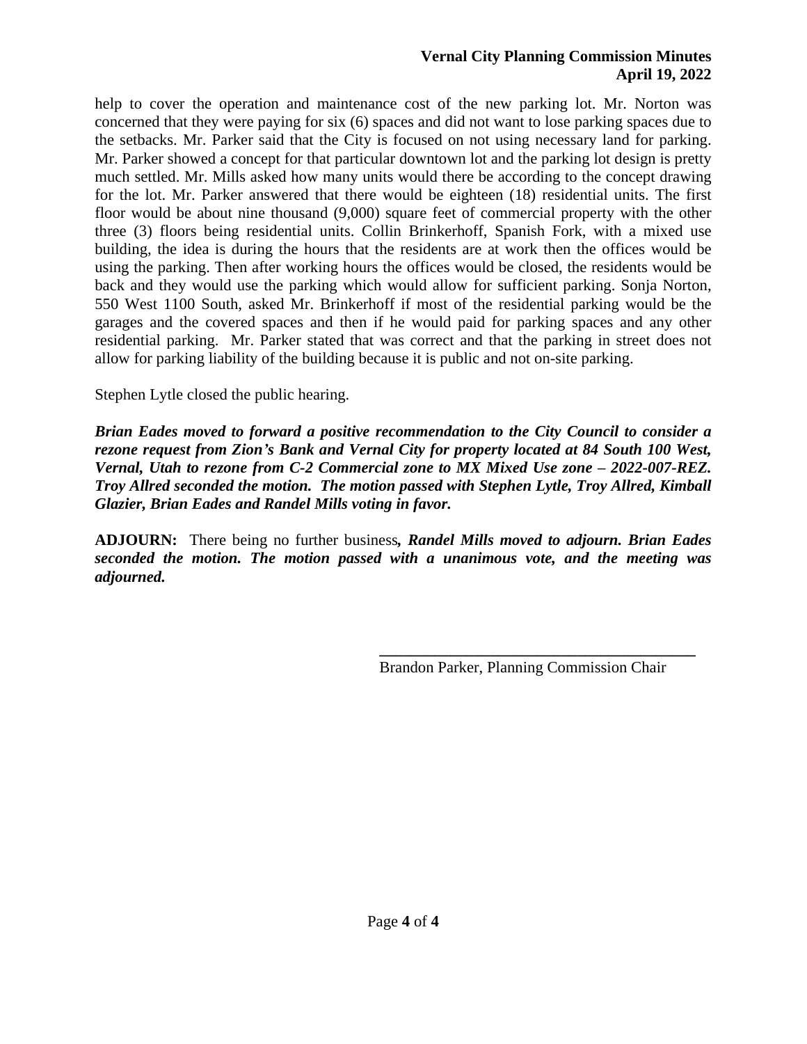help to cover the operation and maintenance cost of the new parking lot. Mr. Norton was concerned that they were paying for six (6) spaces and did not want to lose parking spaces due to the setbacks. Mr. Parker said that the City is focused on not using necessary land for parking. Mr. Parker showed a concept for that particular downtown lot and the parking lot design is pretty much settled. Mr. Mills asked how many units would there be according to the concept drawing for the lot. Mr. Parker answered that there would be eighteen (18) residential units. The first floor would be about nine thousand (9,000) square feet of commercial property with the other three (3) floors being residential units. Collin Brinkerhoff, Spanish Fork, with a mixed use building, the idea is during the hours that the residents are at work then the offices would be using the parking. Then after working hours the offices would be closed, the residents would be back and they would use the parking which would allow for sufficient parking. Sonja Norton, 550 West 1100 South, asked Mr. Brinkerhoff if most of the residential parking would be the garages and the covered spaces and then if he would paid for parking spaces and any other residential parking. Mr. Parker stated that was correct and that the parking in street does not allow for parking liability of the building because it is public and not on-site parking.

Stephen Lytle closed the public hearing.

***Brian Eades moved to forward a positive recommendation to the City Council to consider a rezone request from Zion's Bank and Vernal City for property located at 84 South 100 West, Vernal, Utah to rezone from C-2 Commercial zone to MX Mixed Use zone – 2022-007-REZ. Troy Allred seconded the motion. The motion passed with Stephen Lytle, Troy Allred, Kimball Glazier, Brian Eades and Randel Mills voting in favor.***

**ADJOURN:** There being no further business***, Randel Mills moved to adjourn. Brian Eades seconded the motion. The motion passed with a unanimous vote, and the meeting was adjourned.***

\_\_\_\_\_\_\_\_\_\_\_\_\_\_\_\_\_\_\_\_\_\_\_\_\_\_\_\_\_\_\_\_\_\_\_\_\_\_\_\_

Brandon Parker, Planning Commission Chair